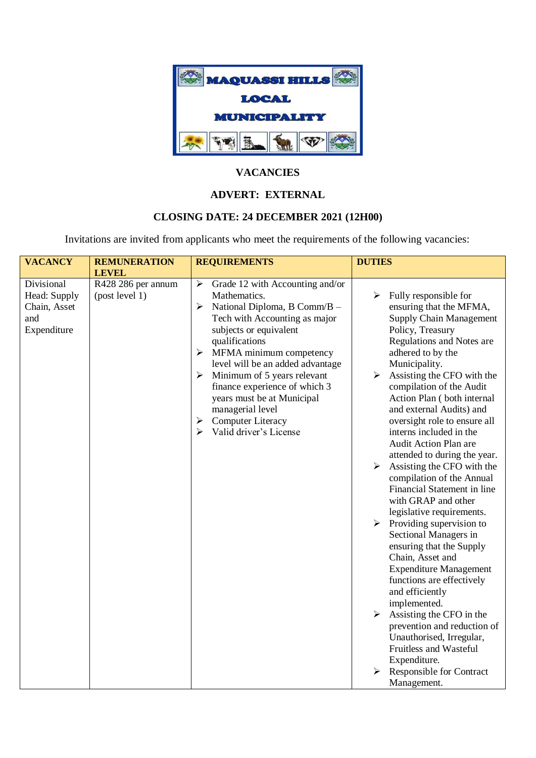# MAQUASSI HILLS LOCAL MUNICIPALITY

## VACANCIES

## ADVERT: EXTERNAL

## CLOSING DATE: 24 DECEMBER 2021 (12H00)

Invitations are invited from applicants who meet the requirements of the following vacancies:

| VACANCY | REMUNERATION LEVEL | REQUIREMENTS | DUTIES |
|---|---|---|---|
| Divisional Head: Supply Chain, Asset and Expenditure | R428 286 per annum (post level 1) | ➢ Grade 12 with Accounting and/or Mathematics.<br>➢ National Diploma, B Comm/B – Tech with Accounting as major subjects or equivalent qualifications<br>➢ MFMA minimum competency level will be an added advantage<br>➢ Minimum of 5 years relevant finance experience of which 3 years must be at Municipal managerial level<br>➢ Computer Literacy<br>➢ Valid driver's License | ➢ Fully responsible for ensuring that the MFMA, Supply Chain Management Policy, Treasury Regulations and Notes are adhered to by the Municipality.<br>➢ Assisting the CFO with the compilation of the Audit Action Plan ( both internal and external Audits) and oversight role to ensure all interns included in the Audit Action Plan are attended to during the year.<br>➢ Assisting the CFO with the compilation of the Annual Financial Statement in line with GRAP and other legislative requirements.<br>➢ Providing supervision to Sectional Managers in ensuring that the Supply Chain, Asset and Expenditure Management functions are effectively and efficiently implemented.<br>➢ Assisting the CFO in the prevention and reduction of Unauthorised, Irregular, Fruitless and Wasteful Expenditure.<br>➢ Responsible for Contract Management. |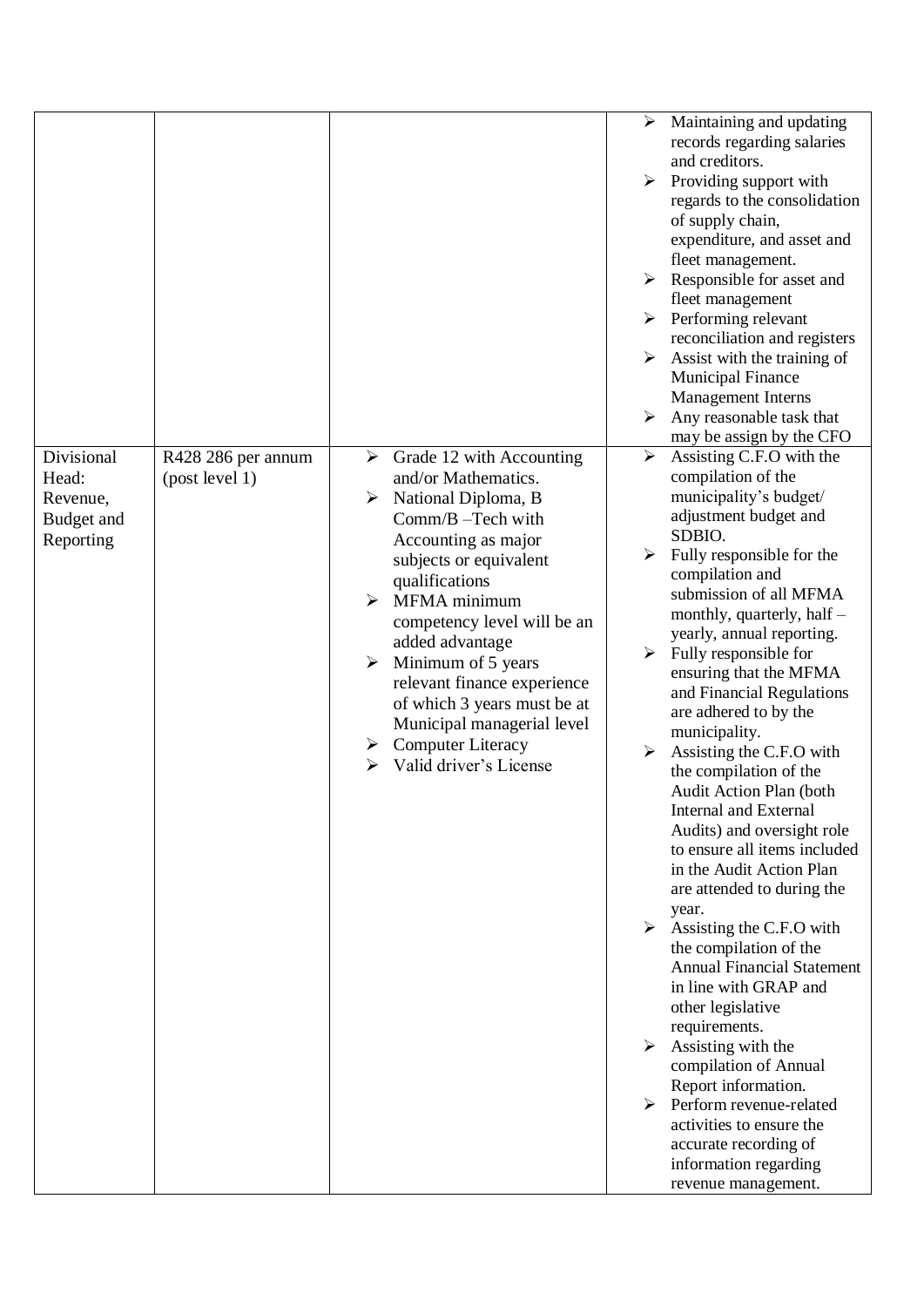| | | | |
|---|---|---|---|
| | | | ➢ Maintaining and updating records regarding salaries and creditors.<br>➢ Providing support with regards to the consolidation of supply chain, expenditure, and asset and fleet management.<br>➢ Responsible for asset and fleet management<br>➢ Performing relevant reconciliation and registers<br>➢ Assist with the training of Municipal Finance Management Interns<br>➢ Any reasonable task that may be assign by the CFO |
| Divisional Head: Revenue, Budget and Reporting | R428 286 per annum (post level 1) | ➢ Grade 12 with Accounting and/or Mathematics.<br>➢ National Diploma, B Comm/B –Tech with Accounting as major subjects or equivalent qualifications<br>➢ MFMA minimum competency level will be an added advantage<br>➢ Minimum of 5 years relevant finance experience of which 3 years must be at Municipal managerial level<br>➢ Computer Literacy<br>➢ Valid driver's License | ➢ Assisting C.F.O with the compilation of the municipality's budget/ adjustment budget and SDBIO.<br>➢ Fully responsible for the compilation and submission of all MFMA monthly, quarterly, half – yearly, annual reporting.<br>➢ Fully responsible for ensuring that the MFMA and Financial Regulations are adhered to by the municipality.<br>➢ Assisting the C.F.O with the compilation of the Audit Action Plan (both Internal and External Audits) and oversight role to ensure all items included in the Audit Action Plan are attended to during the year.<br>➢ Assisting the C.F.O with the compilation of the Annual Financial Statement in line with GRAP and other legislative requirements.<br>➢ Assisting with the compilation of Annual Report information.<br>➢ Perform revenue-related activities to ensure the accurate recording of information regarding revenue management. |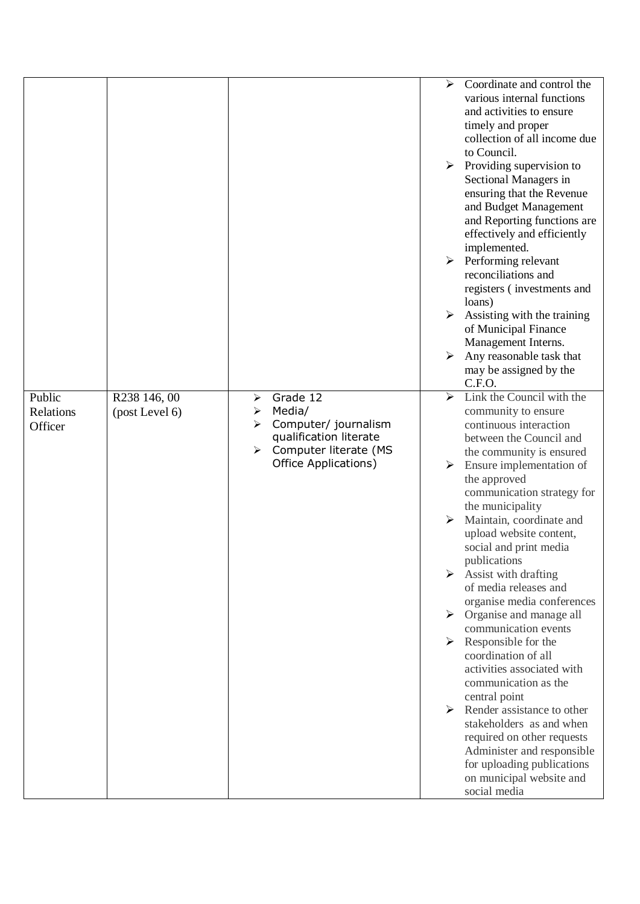| | | | |
|---|---|---|---|
| | | | ➢ Coordinate and control the various internal functions and activities to ensure timely and proper collection of all income due to Council.<br>➢ Providing supervision to Sectional Managers in ensuring that the Revenue and Budget Management and Reporting functions are effectively and efficiently implemented.<br>➢ Performing relevant reconciliations and registers ( investments and loans)<br>➢ Assisting with the training of Municipal Finance Management Interns.<br>➢ Any reasonable task that may be assigned by the C.F.O. |
| Public Relations Officer | R238 146, 00 (post Level 6) | ➢ Grade 12<br>➢ Media/<br>➢ Computer/ journalism qualification literate<br>➢ Computer literate (MS Office Applications) | ➢ Link the Council with the community to ensure continuous interaction between the Council and the community is ensured<br>➢ Ensure implementation of the approved communication strategy for the municipality<br>➢ Maintain, coordinate and upload website content, social and print media publications<br>➢ Assist with drafting of media releases and organise media conferences<br>➢ Organise and manage all communication events<br>➢ Responsible for the coordination of all activities associated with communication as the central point<br>➢ Render assistance to other stakeholders as and when required on other requests Administer and responsible for uploading publications on municipal website and social media |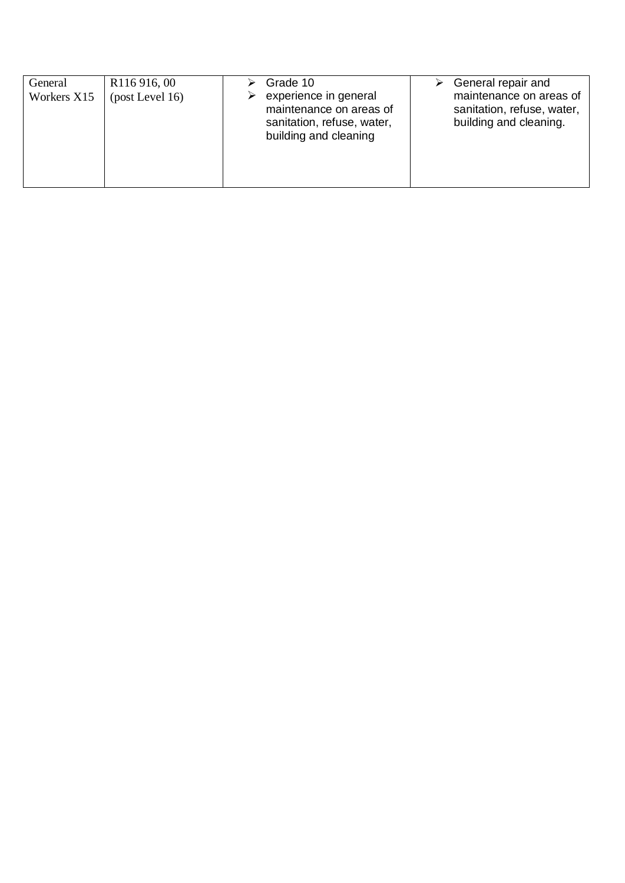| | | | |
|---|---|---|---|
| General Workers X15 | R116 916, 00 (post Level 16) | ➢ Grade 10<br>➢ experience in general maintenance on areas of sanitation, refuse, water, building and cleaning | ➢ General repair and maintenance on areas of sanitation, refuse, water, building and cleaning. |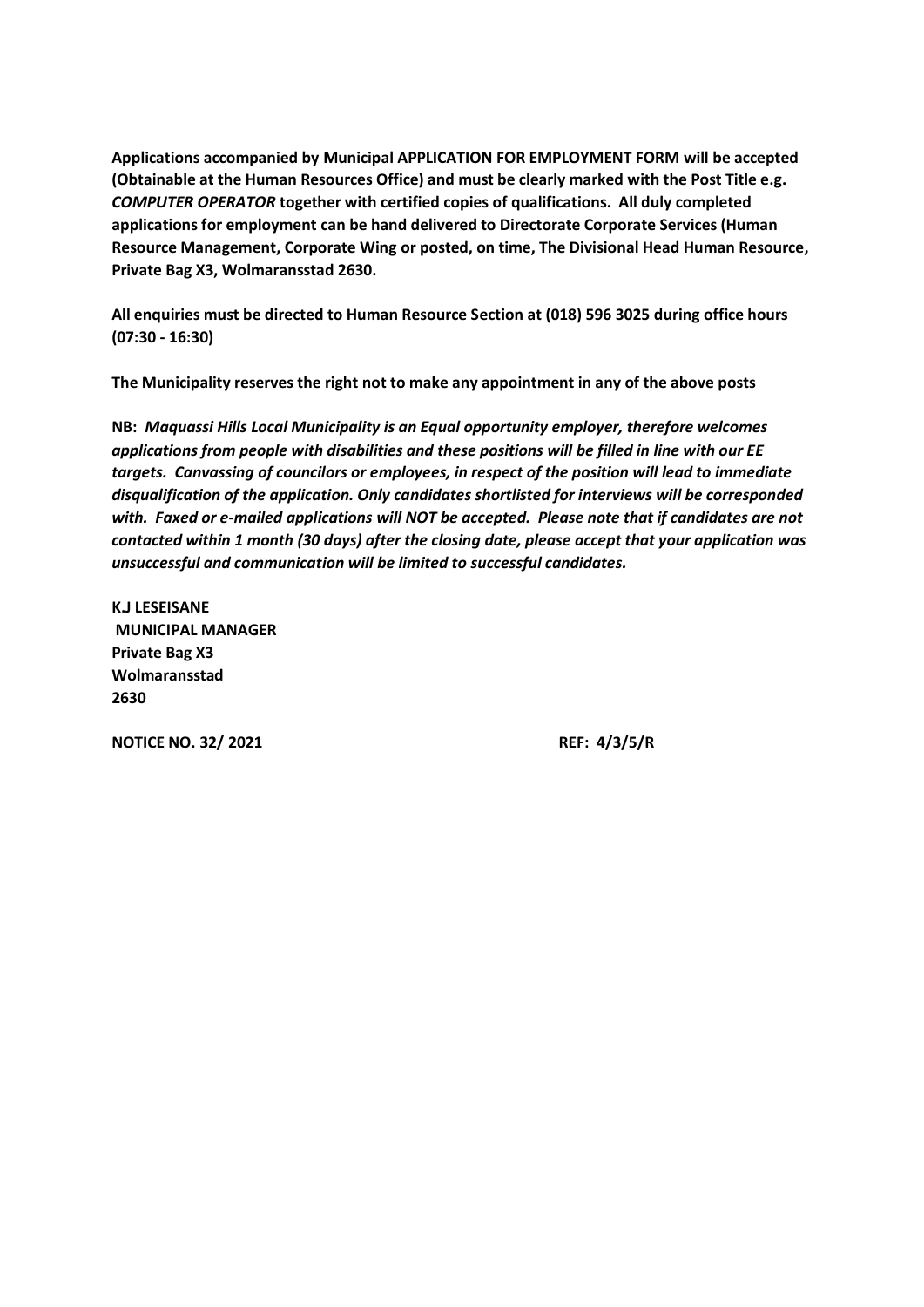**Applications accompanied by Municipal APPLICATION FOR EMPLOYMENT FORM will be accepted (Obtainable at the Human Resources Office) and must be clearly marked with the Post Title e.g. *COMPUTER OPERATOR* together with certified copies of qualifications. All duly completed applications for employment can be hand delivered to Directorate Corporate Services (Human Resource Management, Corporate Wing or posted, on time, The Divisional Head Human Resource, Private Bag X3, Wolmaransstad 2630.**

**All enquiries must be directed to Human Resource Section at (018) 596 3025 during office hours (07:30 - 16:30)**

**The Municipality reserves the right not to make any appointment in any of the above posts**

**NB:** ***Maquassi Hills Local Municipality is an Equal opportunity employer, therefore welcomes applications from people with disabilities and these positions will be filled in line with our EE targets. Canvassing of councilors or employees, in respect of the position will lead to immediate disqualification of the application. Only candidates shortlisted for interviews will be corresponded with. Faxed or e-mailed applications will NOT be accepted. Please note that if candidates are not contacted within 1 month (30 days) after the closing date, please accept that your application was unsuccessful and communication will be limited to successful candidates.***

**K.J LESEISANE**
**MUNICIPAL MANAGER**
**Private Bag X3**
**Wolmaransstad**
**2630**

**NOTICE NO. 32/ 2021** **REF: 4/3/5/R**